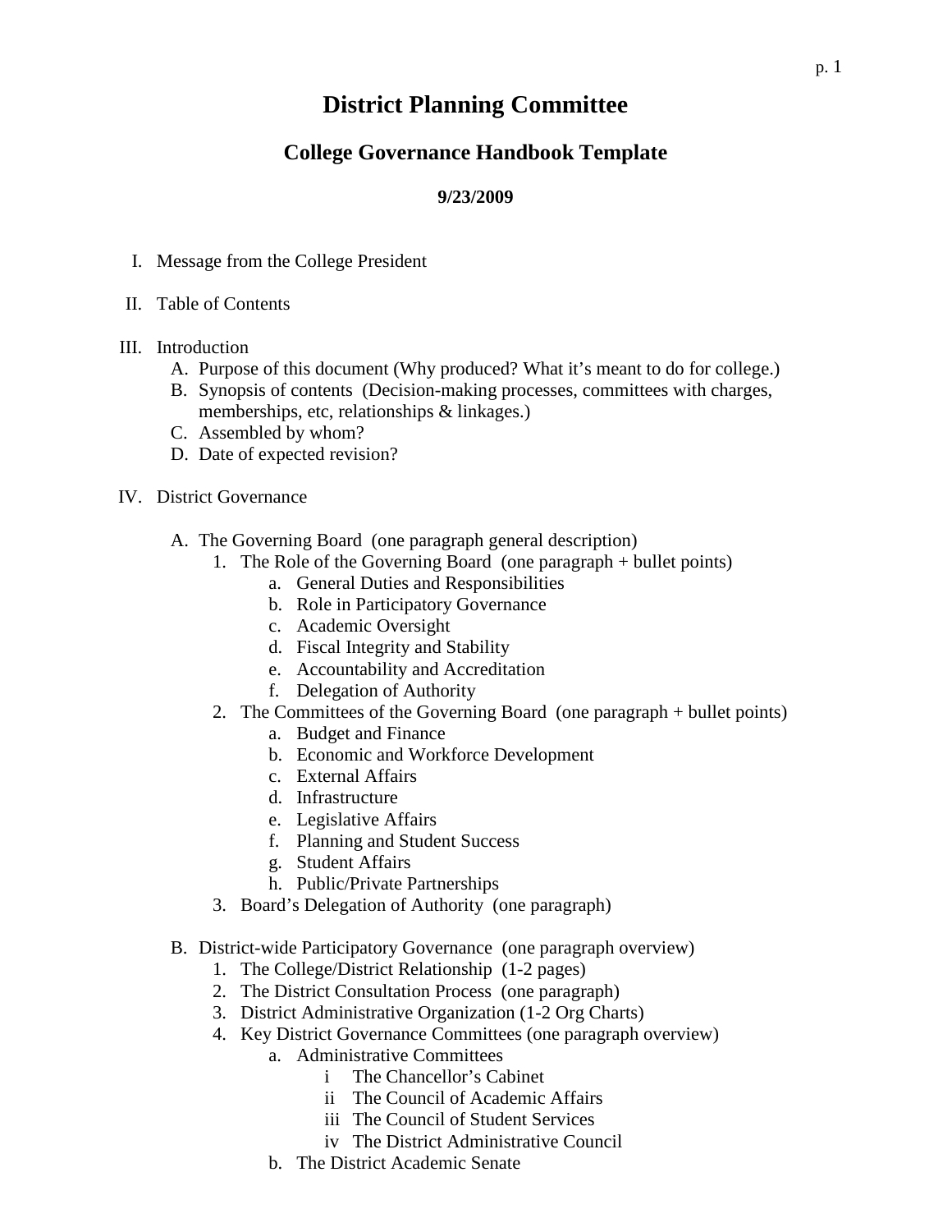# District Planning Committee

## College Governance Handbook Template

**9/23/2009**

I. Message from the College President

II. Table of Contents

III. Introduction
   - A. Purpose of this document (Why produced? What it's meant to do for college.)
   - B. Synopsis of contents (Decision-making processes, committees with charges, memberships, etc, relationships & linkages.)
   - C. Assembled by whom?
   - D. Date of expected revision?

IV. District Governance

   - A. The Governing Board (one paragraph general description)
     1. The Role of the Governing Board (one paragraph + bullet points)
        - a. General Duties and Responsibilities
        - b. Role in Participatory Governance
        - c. Academic Oversight
        - d. Fiscal Integrity and Stability
        - e. Accountability and Accreditation
        - f. Delegation of Authority
     2. The Committees of the Governing Board (one paragraph + bullet points)
        - a. Budget and Finance
        - b. Economic and Workforce Development
        - c. External Affairs
        - d. Infrastructure
        - e. Legislative Affairs
        - f. Planning and Student Success
        - g. Student Affairs
        - h. Public/Private Partnerships
     3. Board's Delegation of Authority (one paragraph)

   - B. District-wide Participatory Governance (one paragraph overview)
     1. The College/District Relationship (1-2 pages)
     2. The District Consultation Process (one paragraph)
     3. District Administrative Organization (1-2 Org Charts)
     4. Key District Governance Committees (one paragraph overview)
        - a. Administrative Committees
          - i The Chancellor's Cabinet
          - ii The Council of Academic Affairs
          - iii The Council of Student Services
          - iv The District Administrative Council
        - b. The District Academic Senate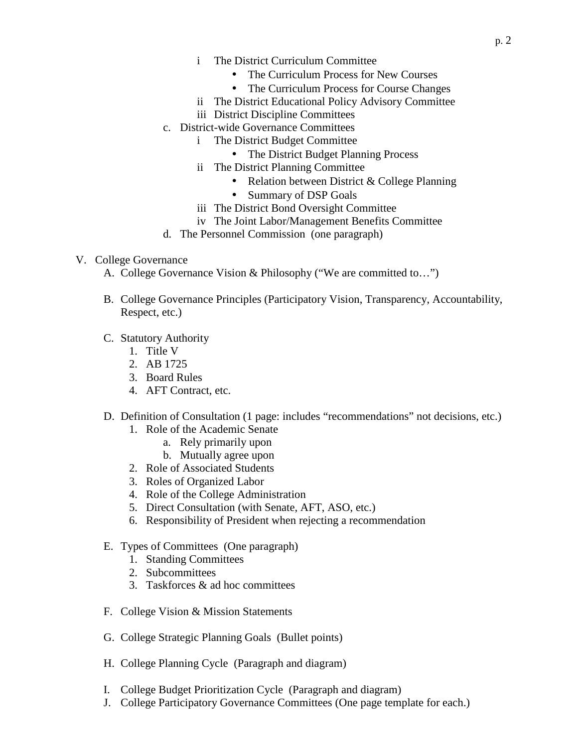- i The District Curriculum Committee
  - The Curriculum Process for New Courses
  - The Curriculum Process for Course Changes
- ii The District Educational Policy Advisory Committee
- iii District Discipline Committees

c. District-wide Governance Committees

- i The District Budget Committee
  - The District Budget Planning Process
- ii The District Planning Committee
  - Relation between District & College Planning
  - Summary of DSP Goals
- iii The District Bond Oversight Committee
- iv The Joint Labor/Management Benefits Committee

d. The Personnel Commission (one paragraph)

V. College Governance

A. College Governance Vision & Philosophy ("We are committed to…")

B. College Governance Principles (Participatory Vision, Transparency, Accountability, Respect, etc.)

C. Statutory Authority

1. Title V
2. AB 1725
3. Board Rules
4. AFT Contract, etc.

D. Definition of Consultation (1 page: includes "recommendations" not decisions, etc.)

1. Role of the Academic Senate
   a. Rely primarily upon
   b. Mutually agree upon
2. Role of Associated Students
3. Roles of Organized Labor
4. Role of the College Administration
5. Direct Consultation (with Senate, AFT, ASO, etc.)
6. Responsibility of President when rejecting a recommendation

E. Types of Committees (One paragraph)

1. Standing Committees
2. Subcommittees
3. Taskforces & ad hoc committees

F. College Vision & Mission Statements

G. College Strategic Planning Goals (Bullet points)

H. College Planning Cycle (Paragraph and diagram)

I. College Budget Prioritization Cycle (Paragraph and diagram)

J. College Participatory Governance Committees (One page template for each.)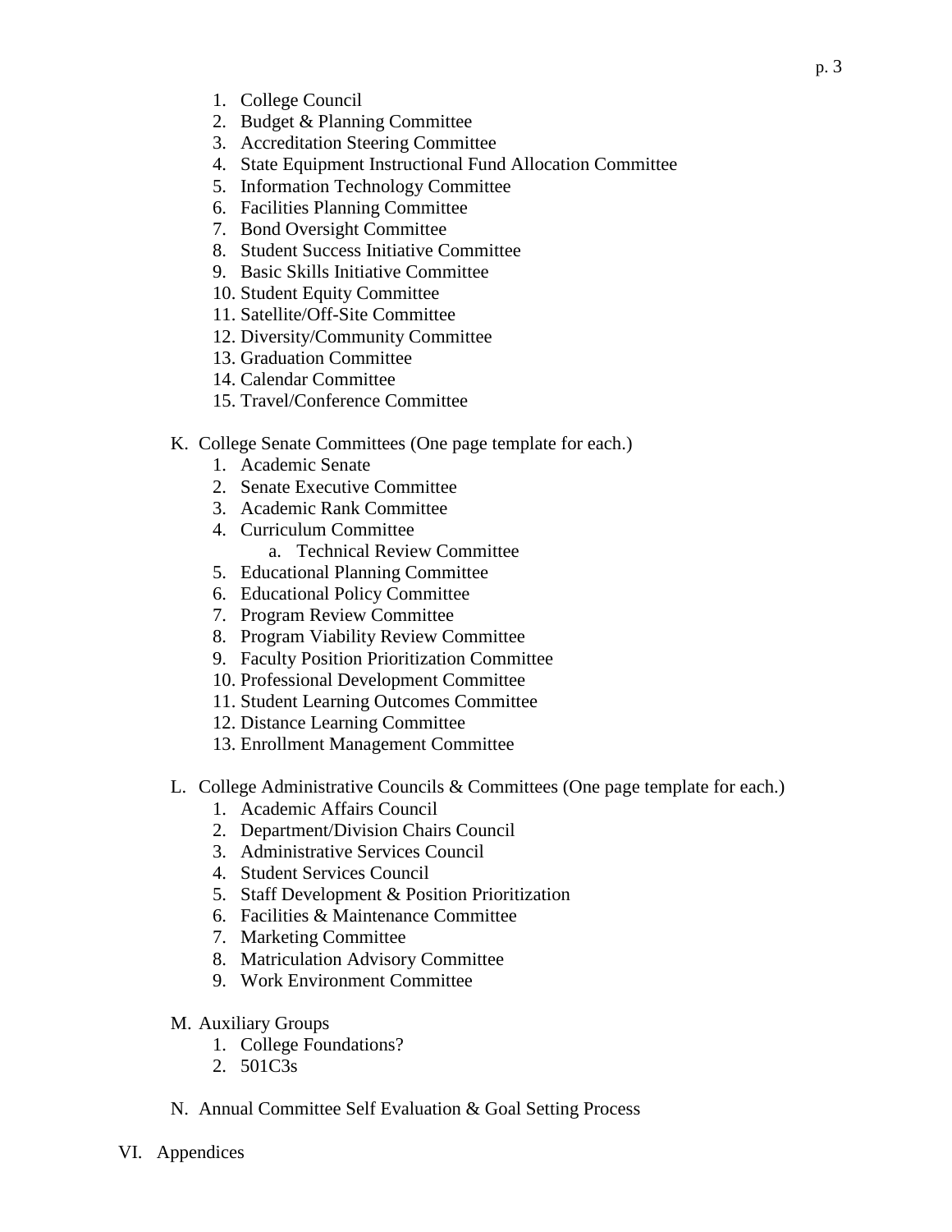1. College Council
2. Budget & Planning Committee
3. Accreditation Steering Committee
4. State Equipment Instructional Fund Allocation Committee
5. Information Technology Committee
6. Facilities Planning Committee
7. Bond Oversight Committee
8. Student Success Initiative Committee
9. Basic Skills Initiative Committee
10. Student Equity Committee
11. Satellite/Off-Site Committee
12. Diversity/Community Committee
13. Graduation Committee
14. Calendar Committee
15. Travel/Conference Committee

K. College Senate Committees (One page template for each.)
   1. Academic Senate
   2. Senate Executive Committee
   3. Academic Rank Committee
   4. Curriculum Committee
      a. Technical Review Committee
   5. Educational Planning Committee
   6. Educational Policy Committee
   7. Program Review Committee
   8. Program Viability Review Committee
   9. Faculty Position Prioritization Committee
   10. Professional Development Committee
   11. Student Learning Outcomes Committee
   12. Distance Learning Committee
   13. Enrollment Management Committee

L. College Administrative Councils & Committees (One page template for each.)
   1. Academic Affairs Council
   2. Department/Division Chairs Council
   3. Administrative Services Council
   4. Student Services Council
   5. Staff Development & Position Prioritization
   6. Facilities & Maintenance Committee
   7. Marketing Committee
   8. Matriculation Advisory Committee
   9. Work Environment Committee

M. Auxiliary Groups
   1. College Foundations?
   2. 501C3s

N. Annual Committee Self Evaluation & Goal Setting Process

VI. Appendices